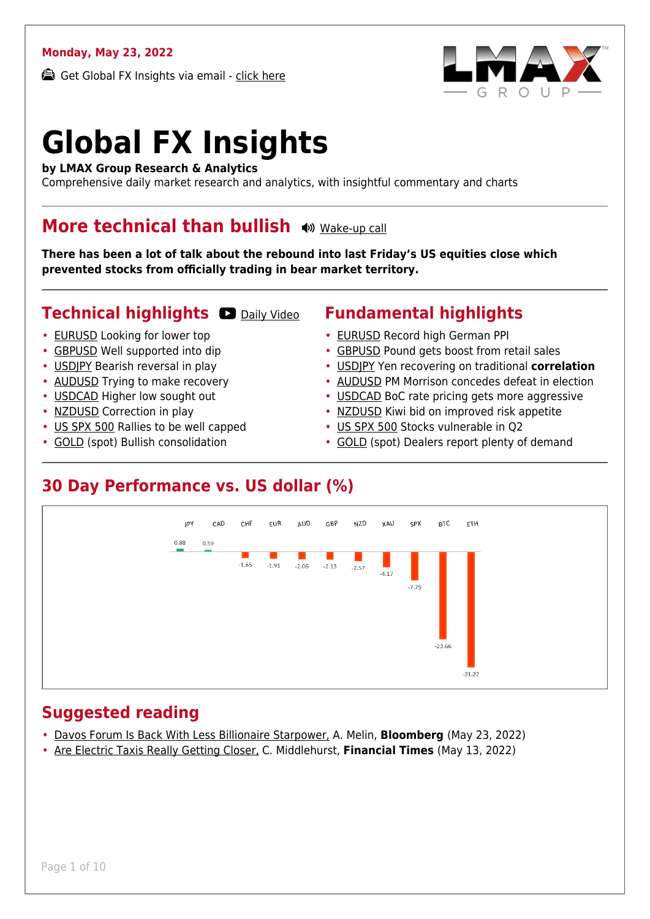**Monday, May 23, 2022**

Get Global FX Insights via email - click here

# Global FX Insights

**by LMAX Group Research & Analytics**
Comprehensive daily market research and analytics, with insightful commentary and charts

## More technical than bullish

Wake-up call

**There has been a lot of talk about the rebound into last Friday's US equities close which prevented stocks from officially trading in bear market territory.**

## Technical highlights

Daily Video

- EURUSD Looking for lower top
- GBPUSD Well supported into dip
- USDJPY Bearish reversal in play
- AUDUSD Trying to make recovery
- USDCAD Higher low sought out
- NZDUSD Correction in play
- US SPX 500 Rallies to be well capped
- GOLD (spot) Bullish consolidation

## Fundamental highlights

- EURUSD Record high German PPI
- GBPUSD Pound gets boost from retail sales
- USDJPY Yen recovering on traditional **correlation**
- AUDUSD PM Morrison concedes defeat in election
- USDCAD BoC rate pricing gets more aggressive
- NZDUSD Kiwi bid on improved risk appetite
- US SPX 500 Stocks vulnerable in Q2
- GOLD (spot) Dealers report plenty of demand

## 30 Day Performance vs. US dollar (%)

| JPY | CAD | CHF | EUR | AUD | GBP | NZD | XAU | SPX | BTC | ETH |
|---|---|---|---|---|---|---|---|---|---|---|
| 0.88 | 0.59 | -1.65 | -1.91 | -2.06 | -2.13 | -2.57 | -4.17 | -7.79 | -23.66 | -31.22 |

## Suggested reading

- Davos Forum Is Back With Less Billionaire Starpower, A. Melin, **Bloomberg** (May 23, 2022)
- Are Electric Taxis Really Getting Closer, C. Middlehurst, **Financial Times** (May 13, 2022)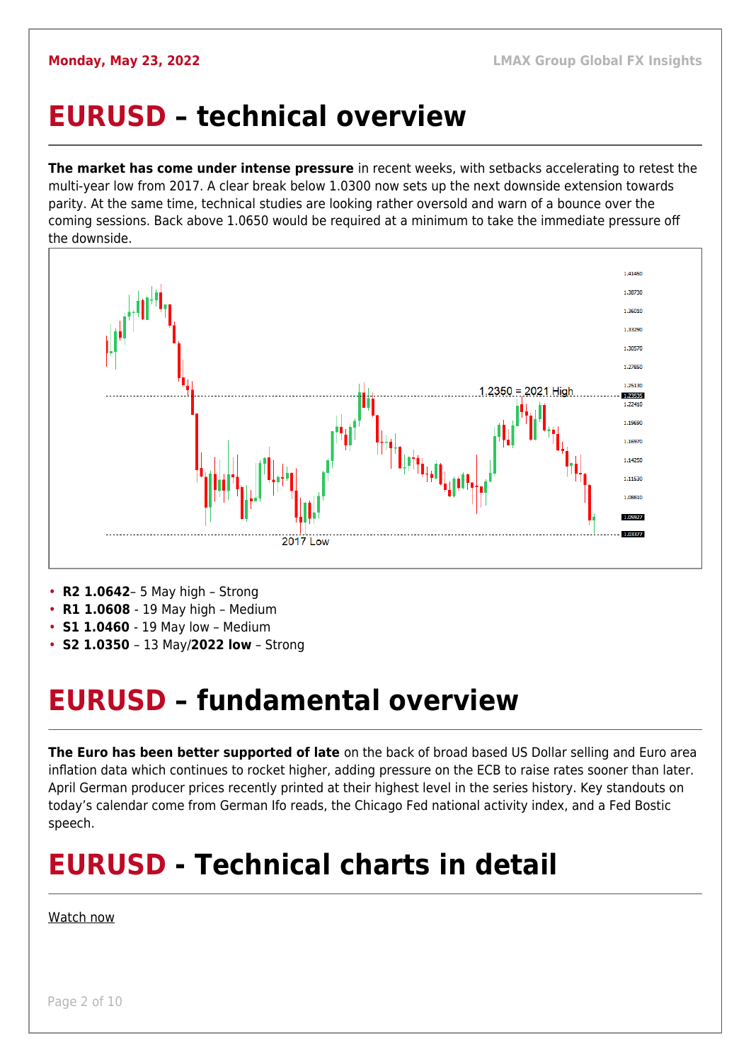Monday, May 23, 2022

# EURUSD – technical overview

**The market has come under intense pressure** in recent weeks, with setbacks accelerating to retest the multi-year low from 2017. A clear break below 1.0300 now sets up the next downside extension towards parity. At the same time, technical studies are looking rather oversold and warn of a bounce over the coming sessions. Back above 1.0650 would be required at a minimum to take the immediate pressure off the downside.

- **R2 1.0642**– 5 May high – Strong
- **R1 1.0608** - 19 May high – Medium
- **S1 1.0460** - 19 May low – Medium
- **S2 1.0350** – 13 May/**2022 low** – Strong

# EURUSD – fundamental overview

**The Euro has been better supported of late** on the back of broad based US Dollar selling and Euro area inflation data which continues to rocket higher, adding pressure on the ECB to raise rates sooner than later. April German producer prices recently printed at their highest level in the series history. Key standouts on today's calendar come from German Ifo reads, the Chicago Fed national activity index, and a Fed Bostic speech.

# EURUSD - Technical charts in detail

Watch now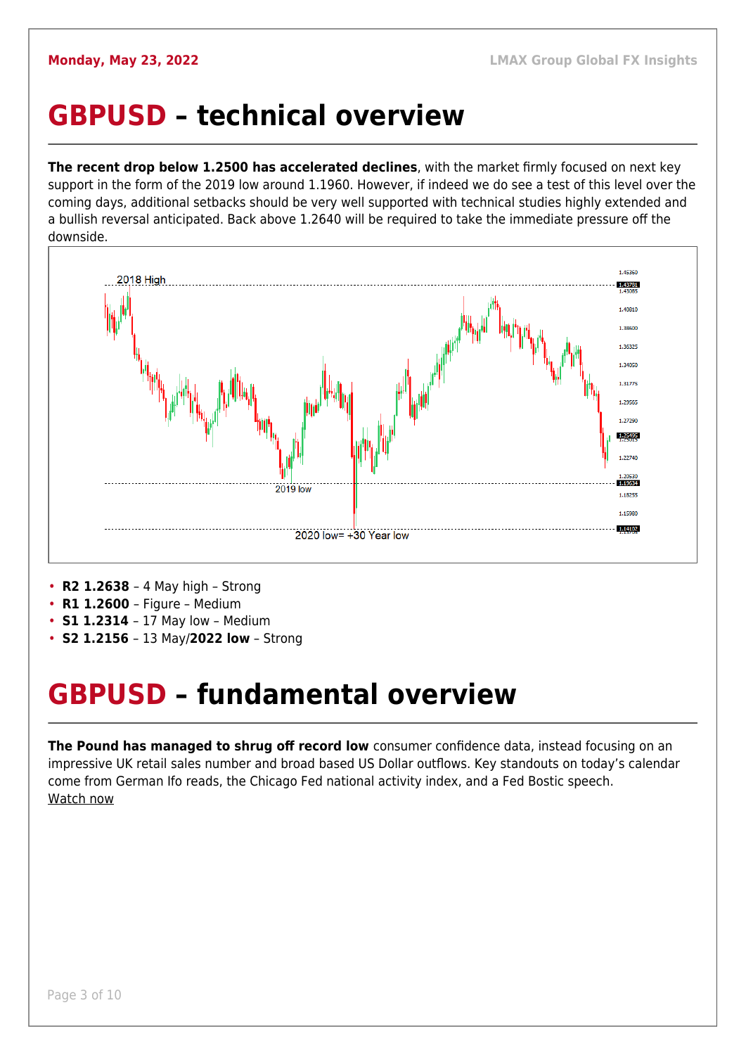# GBPUSD – technical overview

**The recent drop below 1.2500 has accelerated declines**, with the market firmly focused on next key support in the form of the 2019 low around 1.1960. However, if indeed we do see a test of this level over the coming days, additional setbacks should be very well supported with technical studies highly extended and a bullish reversal anticipated. Back above 1.2640 will be required to take the immediate pressure off the downside.

- **R2 1.2638** – 4 May high – Strong
- **R1 1.2600** – Figure – Medium
- **S1 1.2314** – 17 May low – Medium
- **S2 1.2156** – 13 May/**2022 low** – Strong

# GBPUSD – fundamental overview

**The Pound has managed to shrug off record low** consumer confidence data, instead focusing on an impressive UK retail sales number and broad based US Dollar outflows. Key standouts on today's calendar come from German Ifo reads, the Chicago Fed national activity index, and a Fed Bostic speech.
Watch now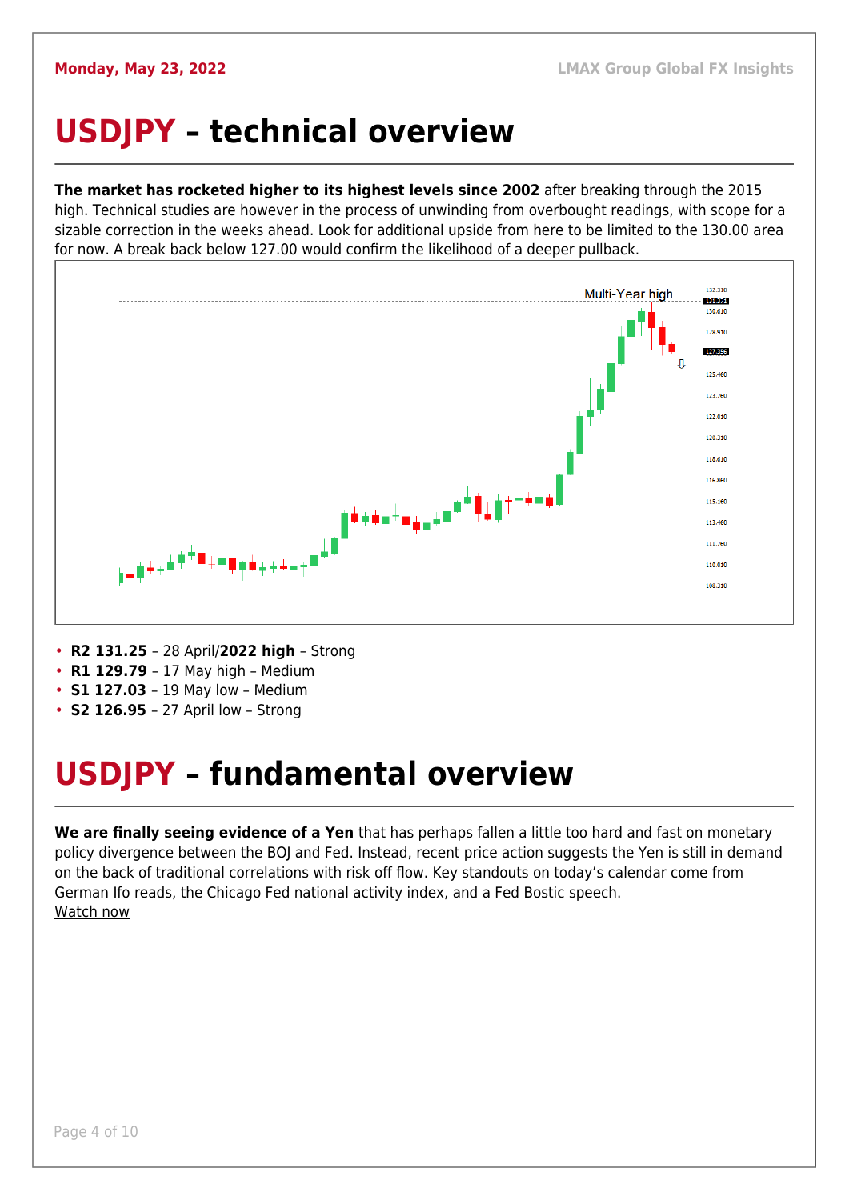# USDJPY – technical overview

**The market has rocketed higher to its highest levels since 2002** after breaking through the 2015 high. Technical studies are however in the process of unwinding from overbought readings, with scope for a sizable correction in the weeks ahead. Look for additional upside from here to be limited to the 130.00 area for now. A break back below 127.00 would confirm the likelihood of a deeper pullback.

- **R2 131.25** – 28 April/**2022 high** – Strong
- **R1 129.79** – 17 May high – Medium
- **S1 127.03** – 19 May low – Medium
- **S2 126.95** – 27 April low – Strong

# USDJPY – fundamental overview

**We are finally seeing evidence of a Yen** that has perhaps fallen a little too hard and fast on monetary policy divergence between the BOJ and Fed. Instead, recent price action suggests the Yen is still in demand on the back of traditional correlations with risk off flow. Key standouts on today's calendar come from German Ifo reads, the Chicago Fed national activity index, and a Fed Bostic speech.
Watch now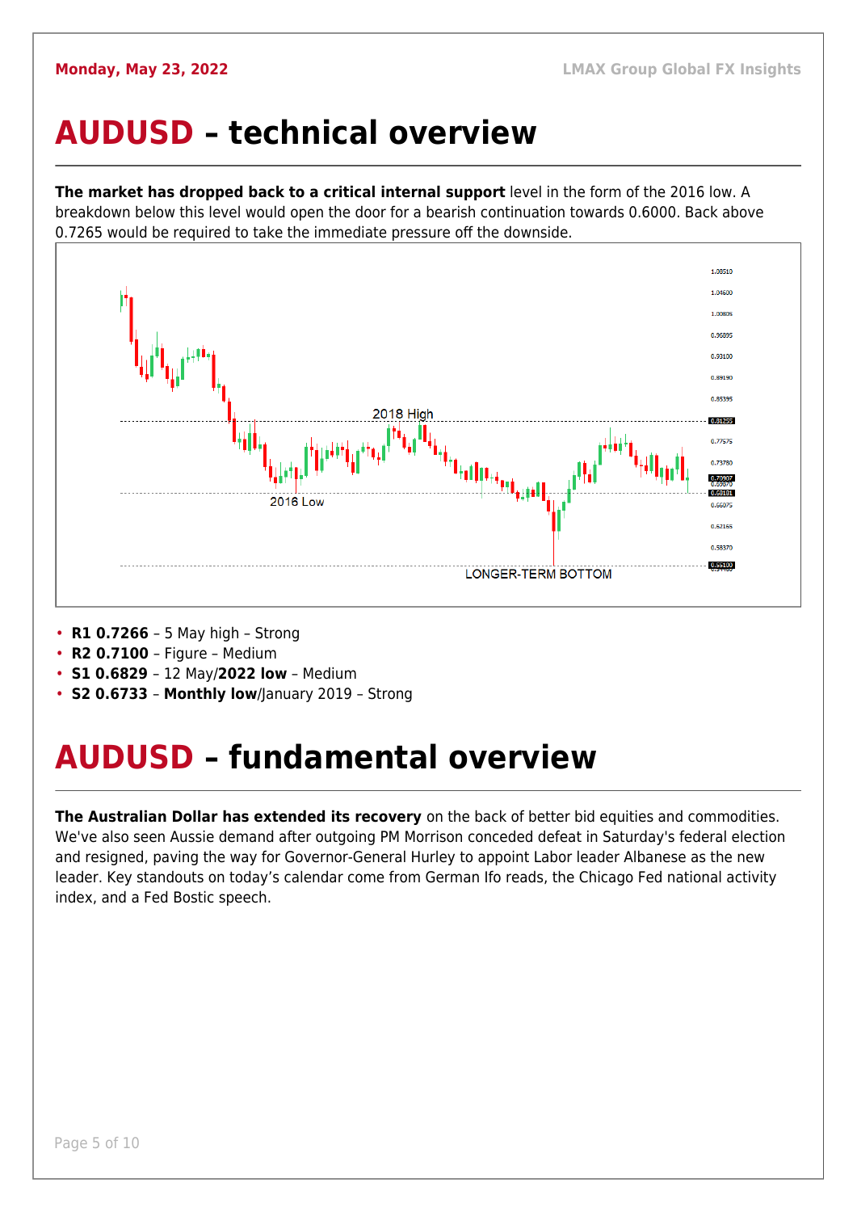# AUDUSD – technical overview

**The market has dropped back to a critical internal support** level in the form of the 2016 low. A breakdown below this level would open the door for a bearish continuation towards 0.6000. Back above 0.7265 would be required to take the immediate pressure off the downside.

- **R1 0.7266** – 5 May high – Strong
- **R2 0.7100** – Figure – Medium
- **S1 0.6829** – 12 May/**2022 low** – Medium
- **S2 0.6733** – **Monthly low**/January 2019 – Strong

# AUDUSD – fundamental overview

**The Australian Dollar has extended its recovery** on the back of better bid equities and commodities. We've also seen Aussie demand after outgoing PM Morrison conceded defeat in Saturday's federal election and resigned, paving the way for Governor-General Hurley to appoint Labor leader Albanese as the new leader. Key standouts on today's calendar come from German Ifo reads, the Chicago Fed national activity index, and a Fed Bostic speech.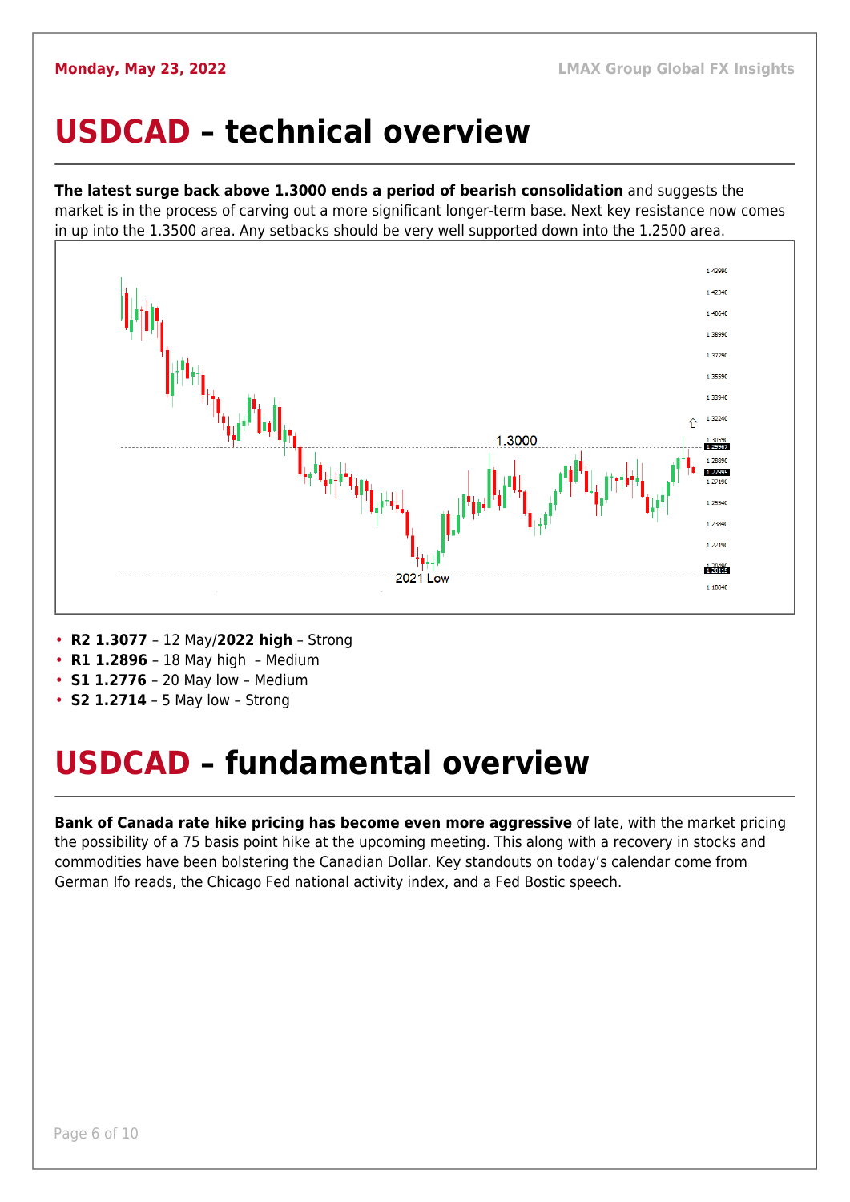Monday, May 23, 2022

# USDCAD – technical overview

**The latest surge back above 1.3000 ends a period of bearish consolidation** and suggests the market is in the process of carving out a more significant longer-term base. Next key resistance now comes in up into the 1.3500 area. Any setbacks should be very well supported down into the 1.2500 area.

- **R2 1.3077** – 12 May/**2022 high** – Strong
- **R1 1.2896** – 18 May high – Medium
- **S1 1.2776** – 20 May low – Medium
- **S2 1.2714** – 5 May low – Strong

# USDCAD – fundamental overview

**Bank of Canada rate hike pricing has become even more aggressive** of late, with the market pricing the possibility of a 75 basis point hike at the upcoming meeting. This along with a recovery in stocks and commodities have been bolstering the Canadian Dollar. Key standouts on today's calendar come from German Ifo reads, the Chicago Fed national activity index, and a Fed Bostic speech.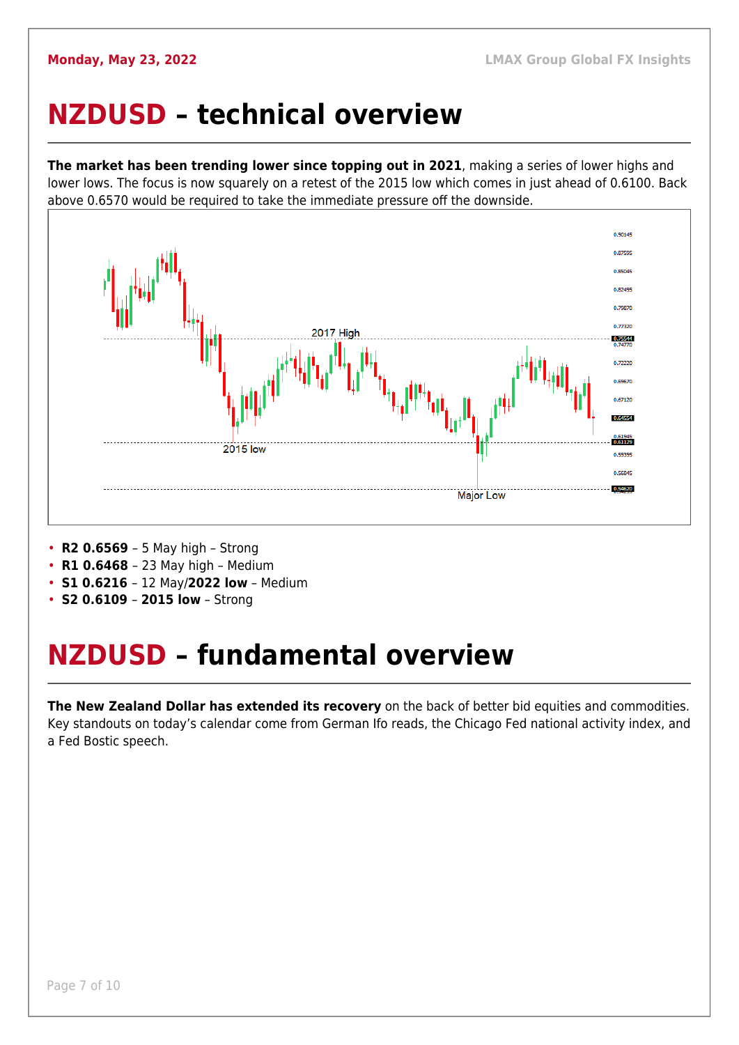# NZDUSD – technical overview

**The market has been trending lower since topping out in 2021**, making a series of lower highs and lower lows. The focus is now squarely on a retest of the 2015 low which comes in just ahead of 0.6100. Back above 0.6570 would be required to take the immediate pressure off the downside.

- **R2 0.6569** – 5 May high – Strong
- **R1 0.6468** – 23 May high – Medium
- **S1 0.6216** – 12 May/**2022 low** – Medium
- **S2 0.6109** – **2015 low** – Strong

# NZDUSD – fundamental overview

**The New Zealand Dollar has extended its recovery** on the back of better bid equities and commodities. Key standouts on today's calendar come from German Ifo reads, the Chicago Fed national activity index, and a Fed Bostic speech.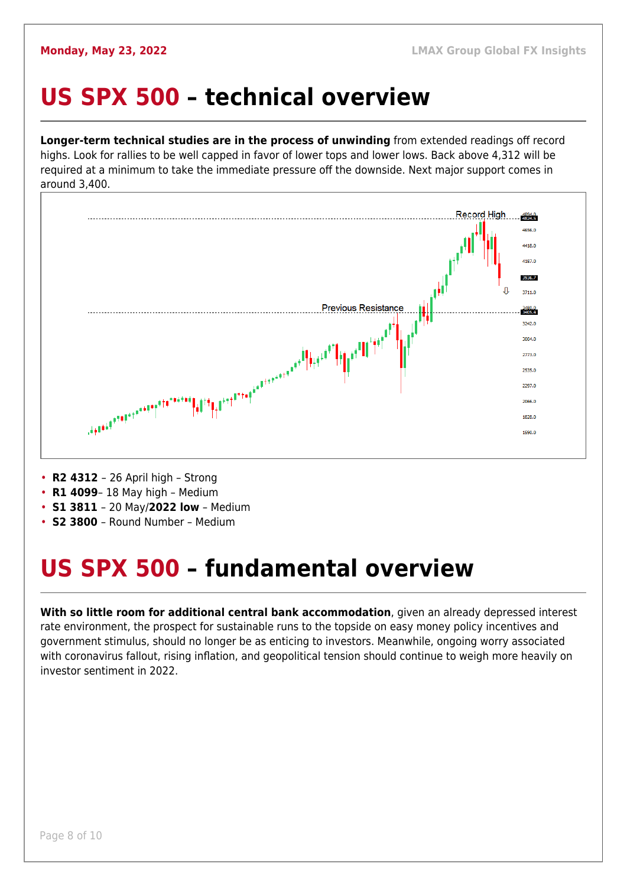# US SPX 500 – technical overview

**Longer-term technical studies are in the process of unwinding** from extended readings off record highs. Look for rallies to be well capped in favor of lower tops and lower lows. Back above 4,312 will be required at a minimum to take the immediate pressure off the downside. Next major support comes in around 3,400.

- **R2 4312** – 26 April high – Strong
- **R1 4099**– 18 May high – Medium
- **S1 3811** – 20 May/**2022 low** – Medium
- **S2 3800** – Round Number – Medium

# US SPX 500 – fundamental overview

**With so little room for additional central bank accommodation**, given an already depressed interest rate environment, the prospect for sustainable runs to the topside on easy money policy incentives and government stimulus, should no longer be as enticing to investors. Meanwhile, ongoing worry associated with coronavirus fallout, rising inflation, and geopolitical tension should continue to weigh more heavily on investor sentiment in 2022.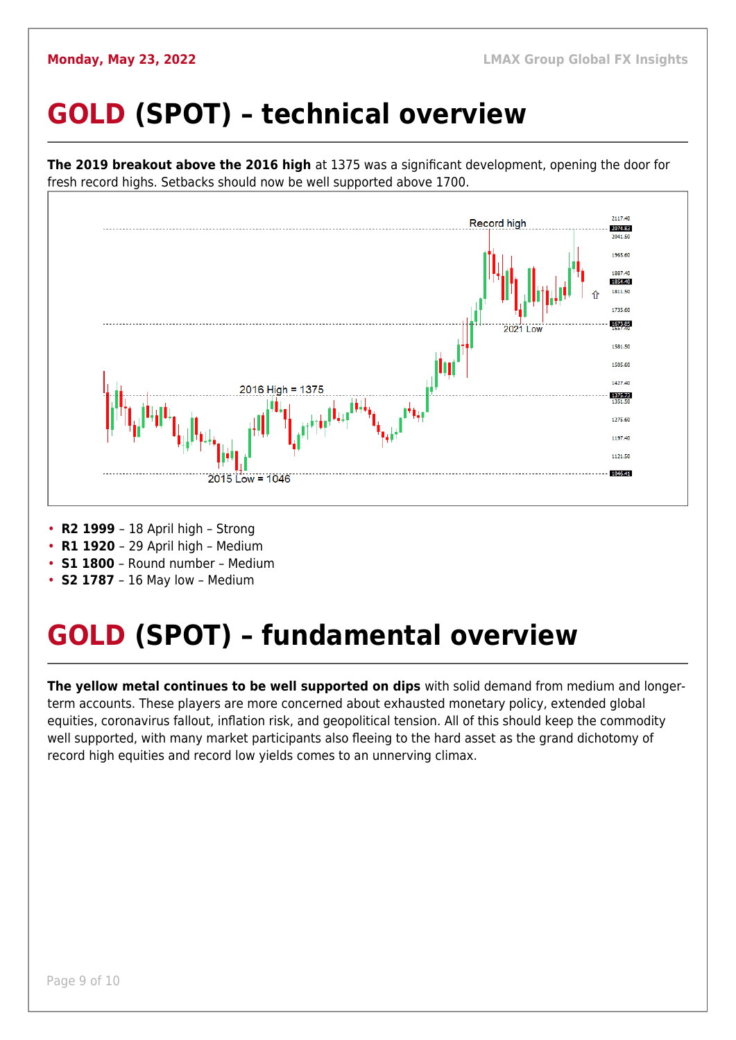# GOLD (SPOT) – technical overview

**The 2019 breakout above the 2016 high** at 1375 was a significant development, opening the door for fresh record highs. Setbacks should now be well supported above 1700.

- **R2 1999** – 18 April high – Strong
- **R1 1920** – 29 April high – Medium
- **S1 1800** – Round number – Medium
- **S2 1787** – 16 May low – Medium

# GOLD (SPOT) – fundamental overview

**The yellow metal continues to be well supported on dips** with solid demand from medium and longer-term accounts. These players are more concerned about exhausted monetary policy, extended global equities, coronavirus fallout, inflation risk, and geopolitical tension. All of this should keep the commodity well supported, with many market participants also fleeing to the hard asset as the grand dichotomy of record high equities and record low yields comes to an unnerving climax.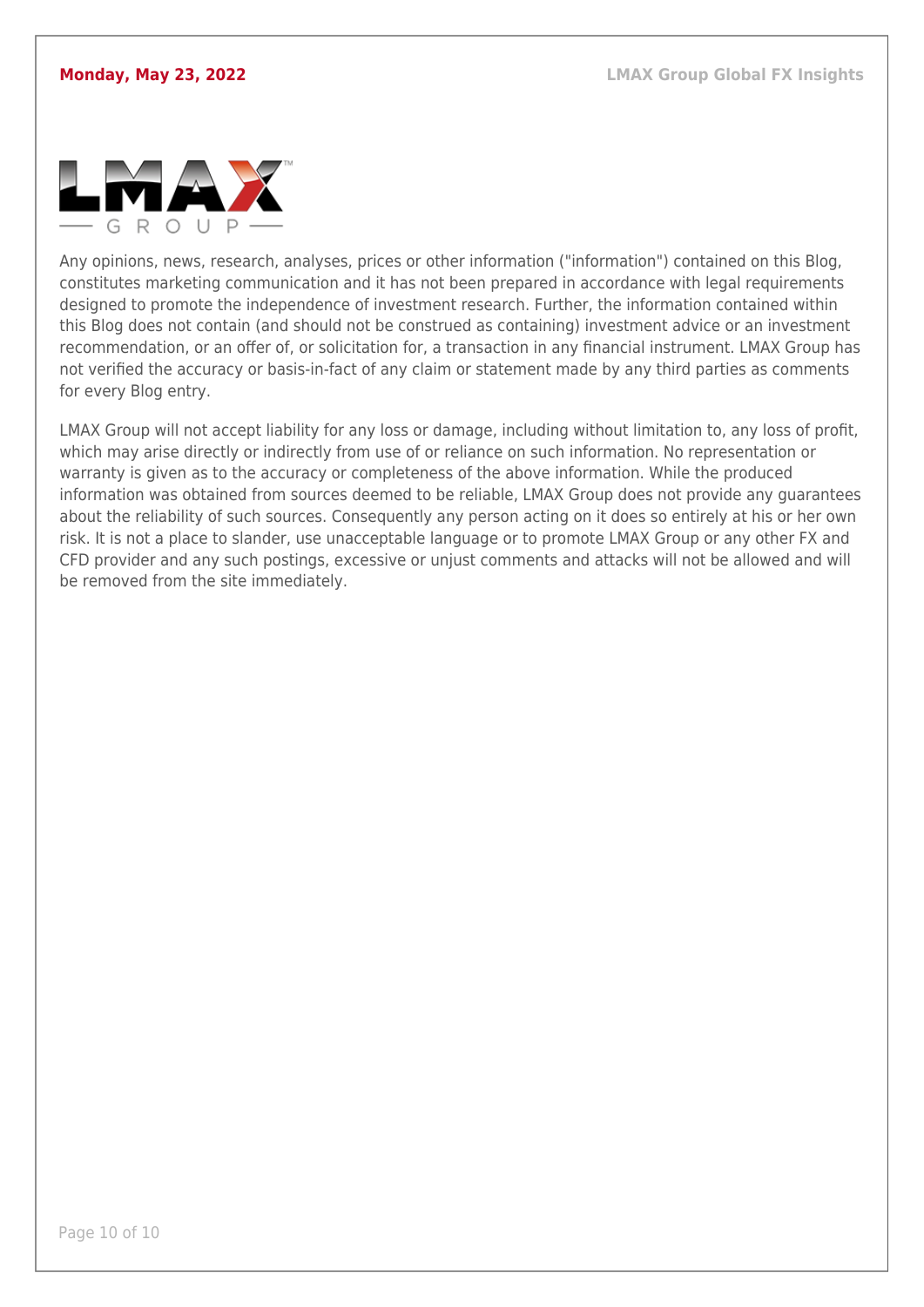Any opinions, news, research, analyses, prices or other information ("information") contained on this Blog, constitutes marketing communication and it has not been prepared in accordance with legal requirements designed to promote the independence of investment research. Further, the information contained within this Blog does not contain (and should not be construed as containing) investment advice or an investment recommendation, or an offer of, or solicitation for, a transaction in any financial instrument. LMAX Group has not verified the accuracy or basis-in-fact of any claim or statement made by any third parties as comments for every Blog entry.

LMAX Group will not accept liability for any loss or damage, including without limitation to, any loss of profit, which may arise directly or indirectly from use of or reliance on such information. No representation or warranty is given as to the accuracy or completeness of the above information. While the produced information was obtained from sources deemed to be reliable, LMAX Group does not provide any guarantees about the reliability of such sources. Consequently any person acting on it does so entirely at his or her own risk. It is not a place to slander, use unacceptable language or to promote LMAX Group or any other FX and CFD provider and any such postings, excessive or unjust comments and attacks will not be allowed and will be removed from the site immediately.